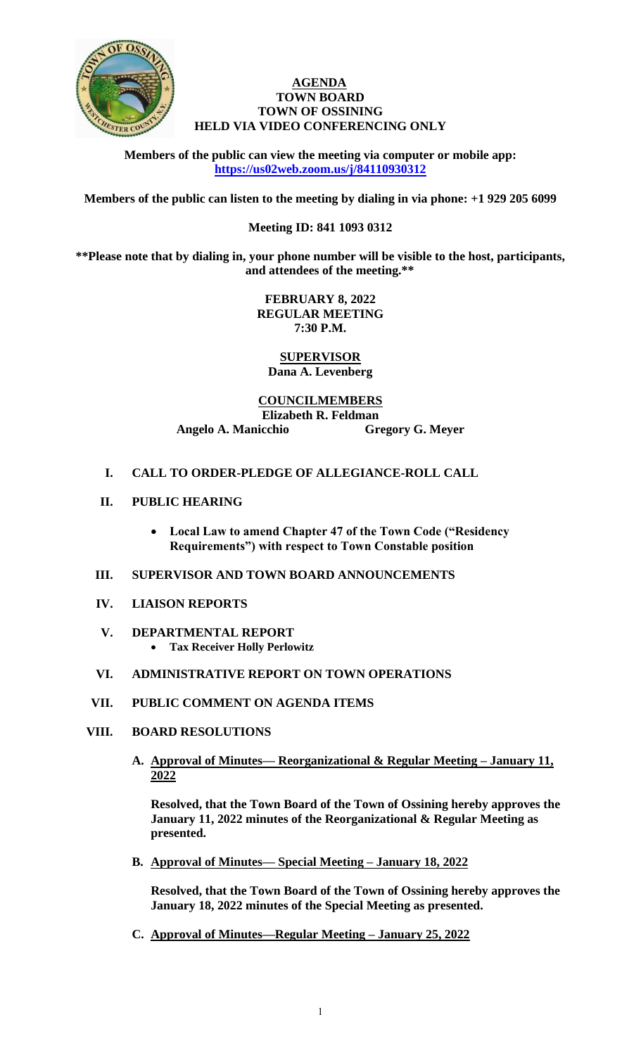# AGENDA
## TOWN BOARD
## TOWN OF OSSINING
## HELD VIA VIDEO CONFERENCING ONLY

**Members of the public can view the meeting via computer or mobile app:**
**https://us02web.zoom.us/j/84110930312**

**Members of the public can listen to the meeting by dialing in via phone: +1 929 205 6099**

**Meeting ID: 841 1093 0312**

**\*\*Please note that by dialing in, your phone number will be visible to the host, participants, and attendees of the meeting.\*\***

**FEBRUARY 8, 2022**
**REGULAR MEETING**
**7:30 P.M.**

**SUPERVISOR**
**Dana A. Levenberg**

**COUNCILMEMBERS**
**Elizabeth R. Feldman**
**Angelo A. Manicchio** **Gregory G. Meyer**

**I. CALL TO ORDER-PLEDGE OF ALLEGIANCE-ROLL CALL**

**II. PUBLIC HEARING**

- **Local Law to amend Chapter 47 of the Town Code ("Residency Requirements") with respect to Town Constable position**

**III. SUPERVISOR AND TOWN BOARD ANNOUNCEMENTS**

**IV. LIAISON REPORTS**

**V. DEPARTMENTAL REPORT**
- **Tax Receiver Holly Perlowitz**

**VI. ADMINISTRATIVE REPORT ON TOWN OPERATIONS**

**VII. PUBLIC COMMENT ON AGENDA ITEMS**

**VIII. BOARD RESOLUTIONS**

**A. Approval of Minutes— Reorganizational & Regular Meeting – January 11, 2022**

**Resolved, that the Town Board of the Town of Ossining hereby approves the January 11, 2022 minutes of the Reorganizational & Regular Meeting as presented.**

**B. Approval of Minutes— Special Meeting – January 18, 2022**

**Resolved, that the Town Board of the Town of Ossining hereby approves the January 18, 2022 minutes of the Special Meeting as presented.**

**C. Approval of Minutes—Regular Meeting – January 25, 2022**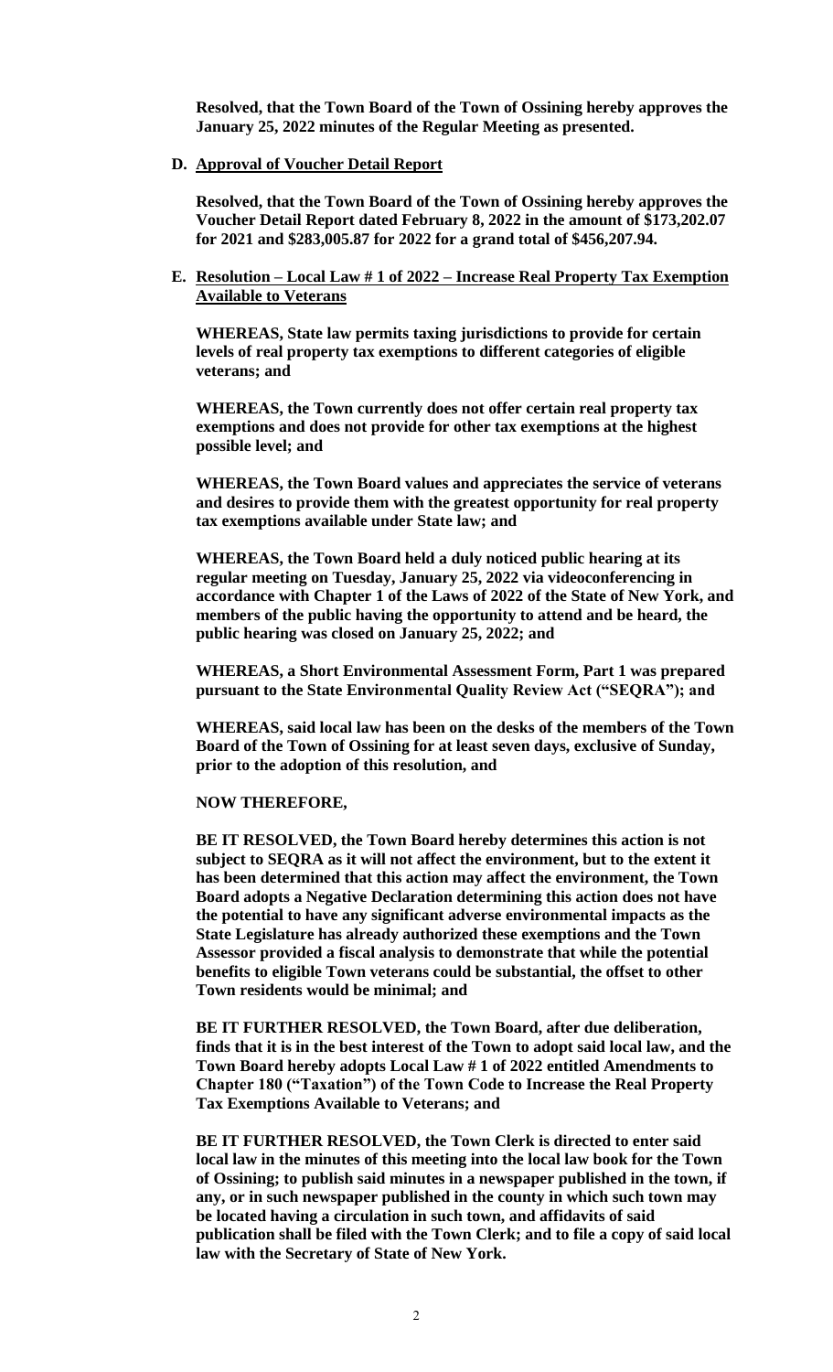**Resolved, that the Town Board of the Town of Ossining hereby approves the January 25, 2022 minutes of the Regular Meeting as presented.**

**D. <u>Approval of Voucher Detail Report</u>**

**Resolved, that the Town Board of the Town of Ossining hereby approves the Voucher Detail Report dated February 8, 2022 in the amount of $173,202.07 for 2021 and $283,005.87 for 2022 for a grand total of $456,207.94.**

**E. <u>Resolution – Local Law # 1 of 2022 – Increase Real Property Tax Exemption Available to Veterans</u>**

**WHEREAS, State law permits taxing jurisdictions to provide for certain levels of real property tax exemptions to different categories of eligible veterans; and**

**WHEREAS, the Town currently does not offer certain real property tax exemptions and does not provide for other tax exemptions at the highest possible level; and**

**WHEREAS, the Town Board values and appreciates the service of veterans and desires to provide them with the greatest opportunity for real property tax exemptions available under State law; and**

**WHEREAS, the Town Board held a duly noticed public hearing at its regular meeting on Tuesday, January 25, 2022 via videoconferencing in accordance with Chapter 1 of the Laws of 2022 of the State of New York, and members of the public having the opportunity to attend and be heard, the public hearing was closed on January 25, 2022; and**

**WHEREAS, a Short Environmental Assessment Form, Part 1 was prepared pursuant to the State Environmental Quality Review Act ("SEQRA"); and**

**WHEREAS, said local law has been on the desks of the members of the Town Board of the Town of Ossining for at least seven days, exclusive of Sunday, prior to the adoption of this resolution, and**

**NOW THEREFORE,**

**BE IT RESOLVED, the Town Board hereby determines this action is not subject to SEQRA as it will not affect the environment, but to the extent it has been determined that this action may affect the environment, the Town Board adopts a Negative Declaration determining this action does not have the potential to have any significant adverse environmental impacts as the State Legislature has already authorized these exemptions and the Town Assessor provided a fiscal analysis to demonstrate that while the potential benefits to eligible Town veterans could be substantial, the offset to other Town residents would be minimal; and**

**BE IT FURTHER RESOLVED, the Town Board, after due deliberation, finds that it is in the best interest of the Town to adopt said local law, and the Town Board hereby adopts Local Law # 1 of 2022 entitled Amendments to Chapter 180 ("Taxation") of the Town Code to Increase the Real Property Tax Exemptions Available to Veterans; and**

**BE IT FURTHER RESOLVED, the Town Clerk is directed to enter said local law in the minutes of this meeting into the local law book for the Town of Ossining; to publish said minutes in a newspaper published in the town, if any, or in such newspaper published in the county in which such town may be located having a circulation in such town, and affidavits of said publication shall be filed with the Town Clerk; and to file a copy of said local law with the Secretary of State of New York.**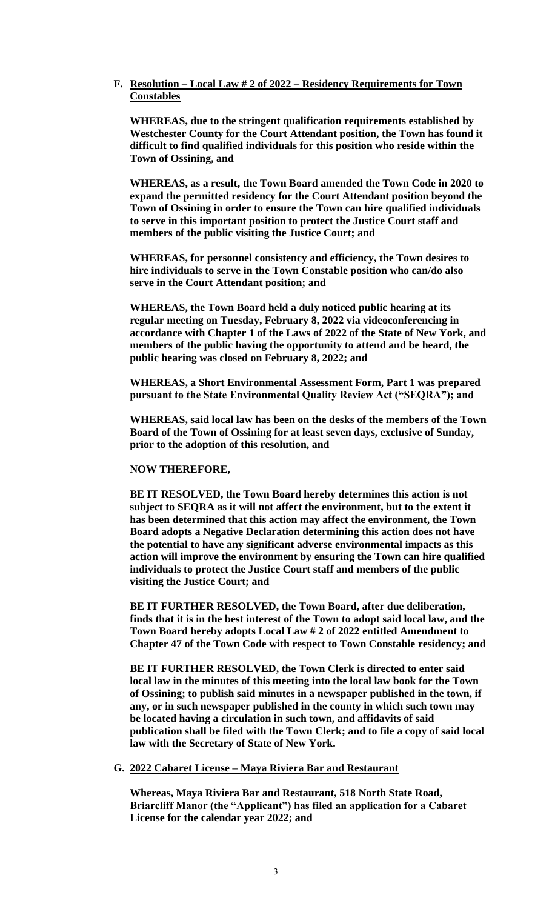**F. <u>Resolution – Local Law # 2 of 2022 – Residency Requirements for Town Constables</u>**

**WHEREAS, due to the stringent qualification requirements established by Westchester County for the Court Attendant position, the Town has found it difficult to find qualified individuals for this position who reside within the Town of Ossining, and**

**WHEREAS, as a result, the Town Board amended the Town Code in 2020 to expand the permitted residency for the Court Attendant position beyond the Town of Ossining in order to ensure the Town can hire qualified individuals to serve in this important position to protect the Justice Court staff and members of the public visiting the Justice Court; and**

**WHEREAS, for personnel consistency and efficiency, the Town desires to hire individuals to serve in the Town Constable position who can/do also serve in the Court Attendant position; and**

**WHEREAS, the Town Board held a duly noticed public hearing at its regular meeting on Tuesday, February 8, 2022 via videoconferencing in accordance with Chapter 1 of the Laws of 2022 of the State of New York, and members of the public having the opportunity to attend and be heard, the public hearing was closed on February 8, 2022; and**

**WHEREAS, a Short Environmental Assessment Form, Part 1 was prepared pursuant to the State Environmental Quality Review Act ("SEQRA"); and**

**WHEREAS, said local law has been on the desks of the members of the Town Board of the Town of Ossining for at least seven days, exclusive of Sunday, prior to the adoption of this resolution, and**

**NOW THEREFORE,**

**BE IT RESOLVED, the Town Board hereby determines this action is not subject to SEQRA as it will not affect the environment, but to the extent it has been determined that this action may affect the environment, the Town Board adopts a Negative Declaration determining this action does not have the potential to have any significant adverse environmental impacts as this action will improve the environment by ensuring the Town can hire qualified individuals to protect the Justice Court staff and members of the public visiting the Justice Court; and**

**BE IT FURTHER RESOLVED, the Town Board, after due deliberation, finds that it is in the best interest of the Town to adopt said local law, and the Town Board hereby adopts Local Law # 2 of 2022 entitled Amendment to Chapter 47 of the Town Code with respect to Town Constable residency; and**

**BE IT FURTHER RESOLVED, the Town Clerk is directed to enter said local law in the minutes of this meeting into the local law book for the Town of Ossining; to publish said minutes in a newspaper published in the town, if any, or in such newspaper published in the county in which such town may be located having a circulation in such town, and affidavits of said publication shall be filed with the Town Clerk; and to file a copy of said local law with the Secretary of State of New York.**

**G. <u>2022 Cabaret License – Maya Riviera Bar and Restaurant</u>**

**Whereas, Maya Riviera Bar and Restaurant, 518 North State Road, Briarcliff Manor (the "Applicant") has filed an application for a Cabaret License for the calendar year 2022; and**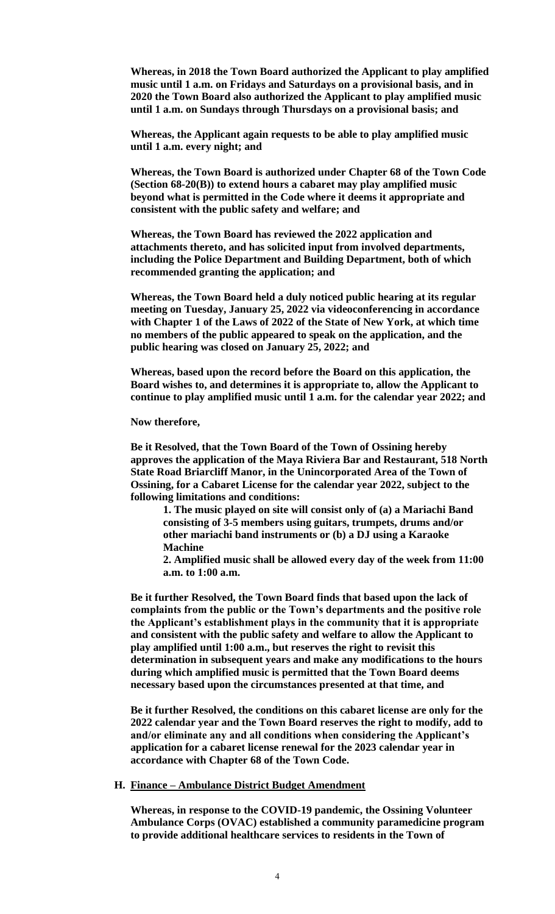**Whereas, in 2018 the Town Board authorized the Applicant to play amplified music until 1 a.m. on Fridays and Saturdays on a provisional basis, and in 2020 the Town Board also authorized the Applicant to play amplified music until 1 a.m. on Sundays through Thursdays on a provisional basis; and**

**Whereas, the Applicant again requests to be able to play amplified music until 1 a.m. every night; and**

**Whereas, the Town Board is authorized under Chapter 68 of the Town Code (Section 68-20(B)) to extend hours a cabaret may play amplified music beyond what is permitted in the Code where it deems it appropriate and consistent with the public safety and welfare; and**

**Whereas, the Town Board has reviewed the 2022 application and attachments thereto, and has solicited input from involved departments, including the Police Department and Building Department, both of which recommended granting the application; and**

**Whereas, the Town Board held a duly noticed public hearing at its regular meeting on Tuesday, January 25, 2022 via videoconferencing in accordance with Chapter 1 of the Laws of 2022 of the State of New York, at which time no members of the public appeared to speak on the application, and the public hearing was closed on January 25, 2022; and**

**Whereas, based upon the record before the Board on this application, the Board wishes to, and determines it is appropriate to, allow the Applicant to continue to play amplified music until 1 a.m. for the calendar year 2022; and**

**Now therefore,**

**Be it Resolved, that the Town Board of the Town of Ossining hereby approves the application of the Maya Riviera Bar and Restaurant, 518 North State Road Briarcliff Manor, in the Unincorporated Area of the Town of Ossining, for a Cabaret License for the calendar year 2022, subject to the following limitations and conditions:**

> **1. The music played on site will consist only of (a) a Mariachi Band consisting of 3-5 members using guitars, trumpets, drums and/or other mariachi band instruments or (b) a DJ using a Karaoke Machine**
>
> **2. Amplified music shall be allowed every day of the week from 11:00 a.m. to 1:00 a.m.**

**Be it further Resolved, the Town Board finds that based upon the lack of complaints from the public or the Town's departments and the positive role the Applicant's establishment plays in the community that it is appropriate and consistent with the public safety and welfare to allow the Applicant to play amplified until 1:00 a.m., but reserves the right to revisit this determination in subsequent years and make any modifications to the hours during which amplified music is permitted that the Town Board deems necessary based upon the circumstances presented at that time, and**

**Be it further Resolved, the conditions on this cabaret license are only for the 2022 calendar year and the Town Board reserves the right to modify, add to and/or eliminate any and all conditions when considering the Applicant's application for a cabaret license renewal for the 2023 calendar year in accordance with Chapter 68 of the Town Code.**

**H. <u>Finance – Ambulance District Budget Amendment</u>**

**Whereas, in response to the COVID-19 pandemic, the Ossining Volunteer Ambulance Corps (OVAC) established a community paramedicine program to provide additional healthcare services to residents in the Town of**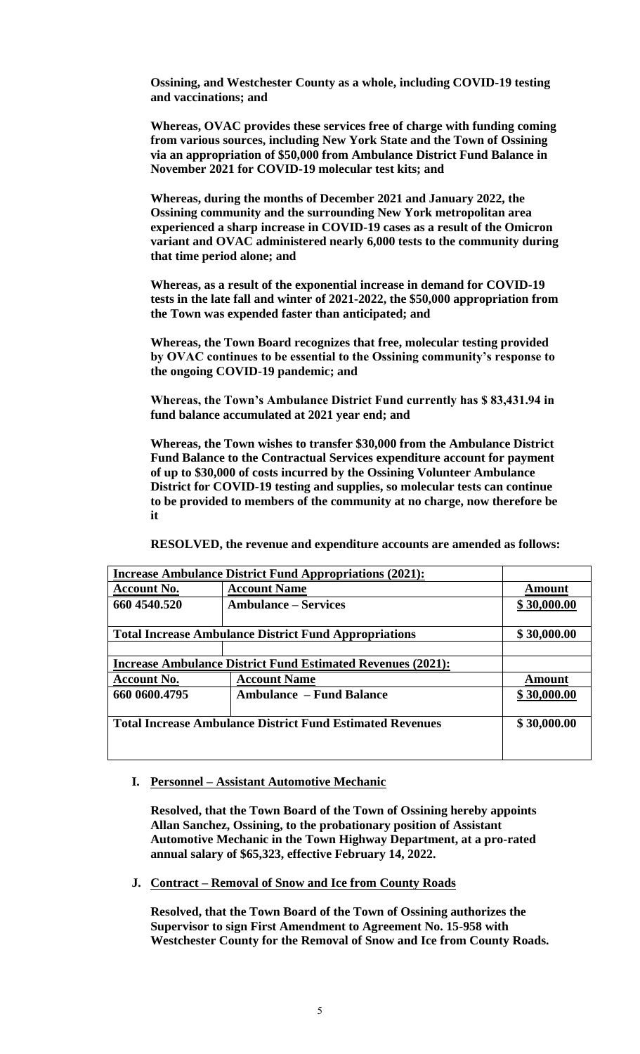**Ossining, and Westchester County as a whole, including COVID-19 testing and vaccinations; and**

**Whereas, OVAC provides these services free of charge with funding coming from various sources, including New York State and the Town of Ossining via an appropriation of $50,000 from Ambulance District Fund Balance in November 2021 for COVID-19 molecular test kits; and**

**Whereas, during the months of December 2021 and January 2022, the Ossining community and the surrounding New York metropolitan area experienced a sharp increase in COVID-19 cases as a result of the Omicron variant and OVAC administered nearly 6,000 tests to the community during that time period alone; and**

**Whereas, as a result of the exponential increase in demand for COVID-19 tests in the late fall and winter of 2021-2022, the $50,000 appropriation from the Town was expended faster than anticipated; and**

**Whereas, the Town Board recognizes that free, molecular testing provided by OVAC continues to be essential to the Ossining community's response to the ongoing COVID-19 pandemic; and**

**Whereas, the Town's Ambulance District Fund currently has $ 83,431.94 in fund balance accumulated at 2021 year end; and**

**Whereas, the Town wishes to transfer $30,000 from the Ambulance District Fund Balance to the Contractual Services expenditure account for payment of up to $30,000 of costs incurred by the Ossining Volunteer Ambulance District for COVID-19 testing and supplies, so molecular tests can continue to be provided to members of the community at no charge, now therefore be it**

**RESOLVED, the revenue and expenditure accounts are amended as follows:**

| **Increase Ambulance District Fund Appropriations (2021):** | | |
|---|---|---|
| **Account No.** | **Account Name** | **Amount** |
| **660 4540.520** | **Ambulance – Services** | **$ 30,000.00** |
| **Total Increase Ambulance District Fund Appropriations** | | **$ 30,000.00** |
| | | |
| **Increase Ambulance District Fund Estimated Revenues (2021):** | | |
| **Account No.** | **Account Name** | **Amount** |
| **660 0600.4795** | **Ambulance – Fund Balance** | **$ 30,000.00** |
| **Total Increase Ambulance District Fund Estimated Revenues** | | **$ 30,000.00** |

**I. Personnel – Assistant Automotive Mechanic**

**Resolved, that the Town Board of the Town of Ossining hereby appoints Allan Sanchez, Ossining, to the probationary position of Assistant Automotive Mechanic in the Town Highway Department, at a pro-rated annual salary of $65,323, effective February 14, 2022.**

**J. Contract – Removal of Snow and Ice from County Roads**

**Resolved, that the Town Board of the Town of Ossining authorizes the Supervisor to sign First Amendment to Agreement No. 15-958 with Westchester County for the Removal of Snow and Ice from County Roads.**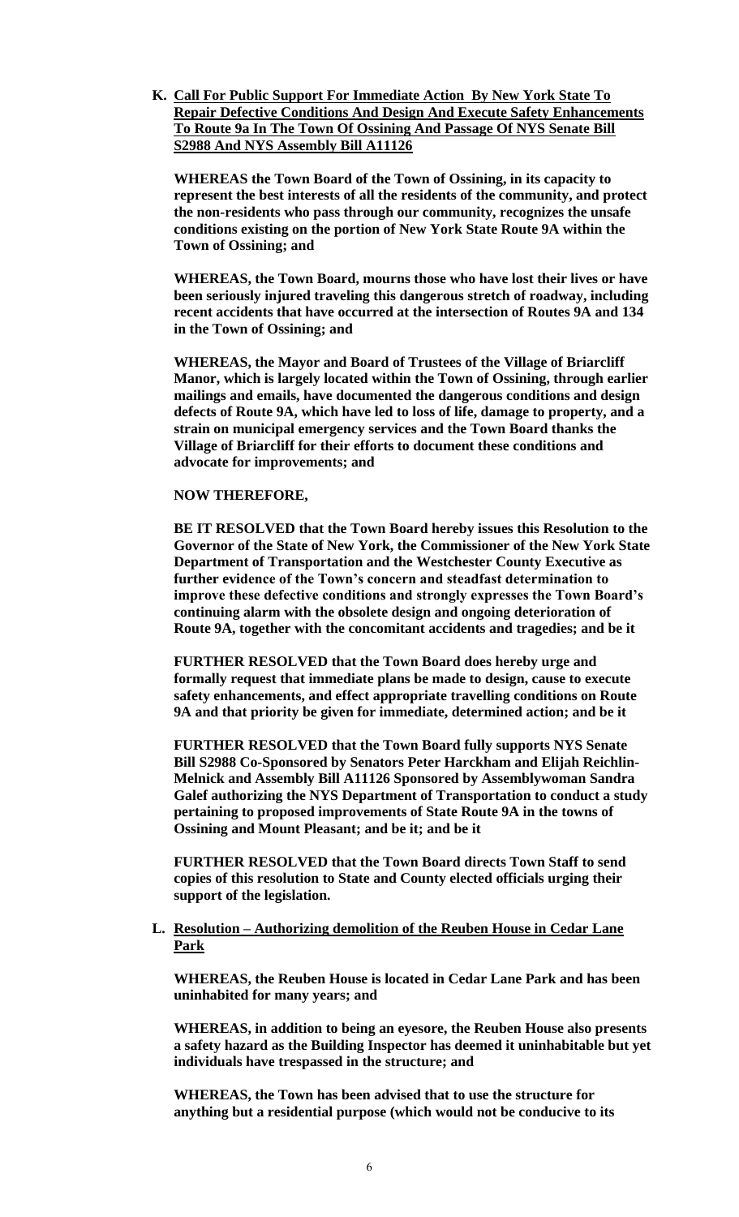**K. <u>Call For Public Support For Immediate Action By New York State To Repair Defective Conditions And Design And Execute Safety Enhancements To Route 9a In The Town Of Ossining And Passage Of NYS Senate Bill S2988 And NYS Assembly Bill A11126</u>**

**WHEREAS the Town Board of the Town of Ossining, in its capacity to represent the best interests of all the residents of the community, and protect the non-residents who pass through our community, recognizes the unsafe conditions existing on the portion of New York State Route 9A within the Town of Ossining; and**

**WHEREAS, the Town Board, mourns those who have lost their lives or have been seriously injured traveling this dangerous stretch of roadway, including recent accidents that have occurred at the intersection of Routes 9A and 134 in the Town of Ossining; and**

**WHEREAS, the Mayor and Board of Trustees of the Village of Briarcliff Manor, which is largely located within the Town of Ossining, through earlier mailings and emails, have documented the dangerous conditions and design defects of Route 9A, which have led to loss of life, damage to property, and a strain on municipal emergency services and the Town Board thanks the Village of Briarcliff for their efforts to document these conditions and advocate for improvements; and**

**NOW THEREFORE,**

**BE IT RESOLVED that the Town Board hereby issues this Resolution to the Governor of the State of New York, the Commissioner of the New York State Department of Transportation and the Westchester County Executive as further evidence of the Town's concern and steadfast determination to improve these defective conditions and strongly expresses the Town Board's continuing alarm with the obsolete design and ongoing deterioration of Route 9A, together with the concomitant accidents and tragedies; and be it**

**FURTHER RESOLVED that the Town Board does hereby urge and formally request that immediate plans be made to design, cause to execute safety enhancements, and effect appropriate travelling conditions on Route 9A and that priority be given for immediate, determined action; and be it**

**FURTHER RESOLVED that the Town Board fully supports NYS Senate Bill S2988 Co-Sponsored by Senators Peter Harckham and Elijah Reichlin-Melnick and Assembly Bill A11126 Sponsored by Assemblywoman Sandra Galef authorizing the NYS Department of Transportation to conduct a study pertaining to proposed improvements of State Route 9A in the towns of Ossining and Mount Pleasant; and be it; and be it**

**FURTHER RESOLVED that the Town Board directs Town Staff to send copies of this resolution to State and County elected officials urging their support of the legislation.**

**L. <u>Resolution – Authorizing demolition of the Reuben House in Cedar Lane Park</u>**

**WHEREAS, the Reuben House is located in Cedar Lane Park and has been uninhabited for many years; and**

**WHEREAS, in addition to being an eyesore, the Reuben House also presents a safety hazard as the Building Inspector has deemed it uninhabitable but yet individuals have trespassed in the structure; and**

**WHEREAS, the Town has been advised that to use the structure for anything but a residential purpose (which would not be conducive to its**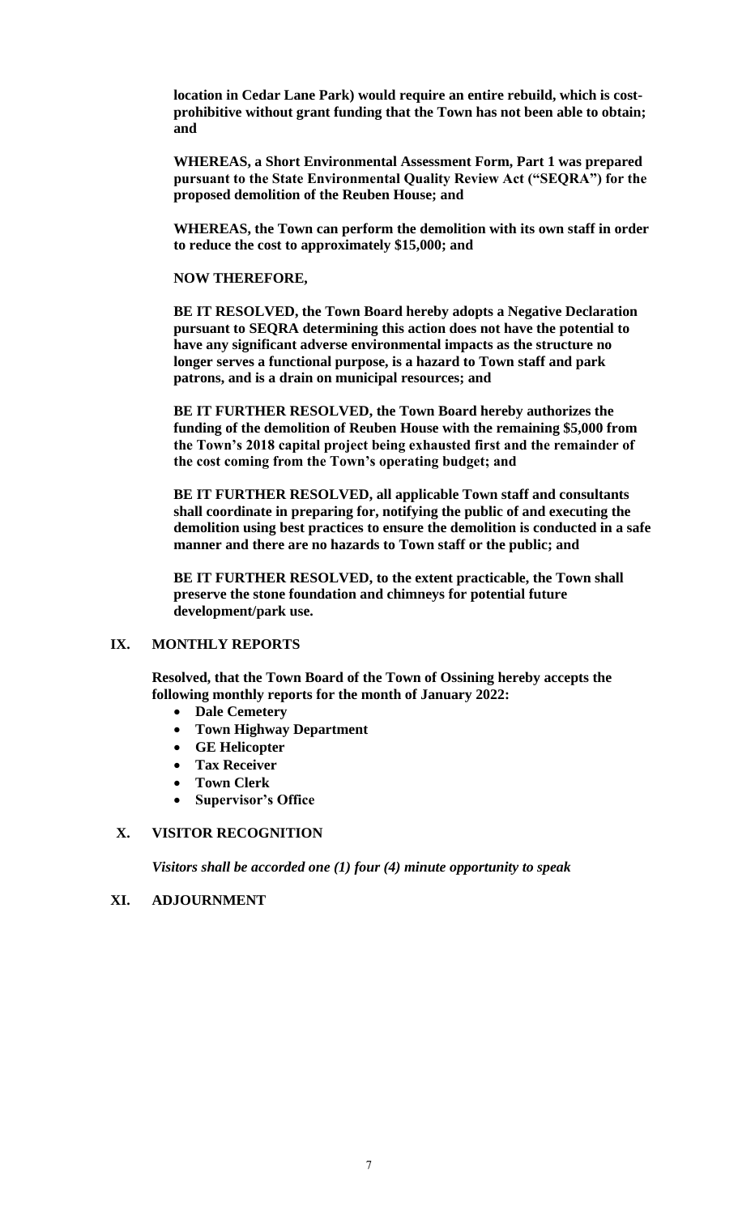**location in Cedar Lane Park) would require an entire rebuild, which is cost-prohibitive without grant funding that the Town has not been able to obtain; and**

**WHEREAS, a Short Environmental Assessment Form, Part 1 was prepared pursuant to the State Environmental Quality Review Act ("SEQRA") for the proposed demolition of the Reuben House; and**

**WHEREAS, the Town can perform the demolition with its own staff in order to reduce the cost to approximately $15,000; and**

**NOW THEREFORE,**

**BE IT RESOLVED, the Town Board hereby adopts a Negative Declaration pursuant to SEQRA determining this action does not have the potential to have any significant adverse environmental impacts as the structure no longer serves a functional purpose, is a hazard to Town staff and park patrons, and is a drain on municipal resources; and**

**BE IT FURTHER RESOLVED, the Town Board hereby authorizes the funding of the demolition of Reuben House with the remaining $5,000 from the Town's 2018 capital project being exhausted first and the remainder of the cost coming from the Town's operating budget; and**

**BE IT FURTHER RESOLVED, all applicable Town staff and consultants shall coordinate in preparing for, notifying the public of and executing the demolition using best practices to ensure the demolition is conducted in a safe manner and there are no hazards to Town staff or the public; and**

**BE IT FURTHER RESOLVED, to the extent practicable, the Town shall preserve the stone foundation and chimneys for potential future development/park use.**

## IX. MONTHLY REPORTS

**Resolved, that the Town Board of the Town of Ossining hereby accepts the following monthly reports for the month of January 2022:**

- **Dale Cemetery**
- **Town Highway Department**
- **GE Helicopter**
- **Tax Receiver**
- **Town Clerk**
- **Supervisor's Office**

## X. VISITOR RECOGNITION

***Visitors shall be accorded one (1) four (4) minute opportunity to speak***

## XI. ADJOURNMENT